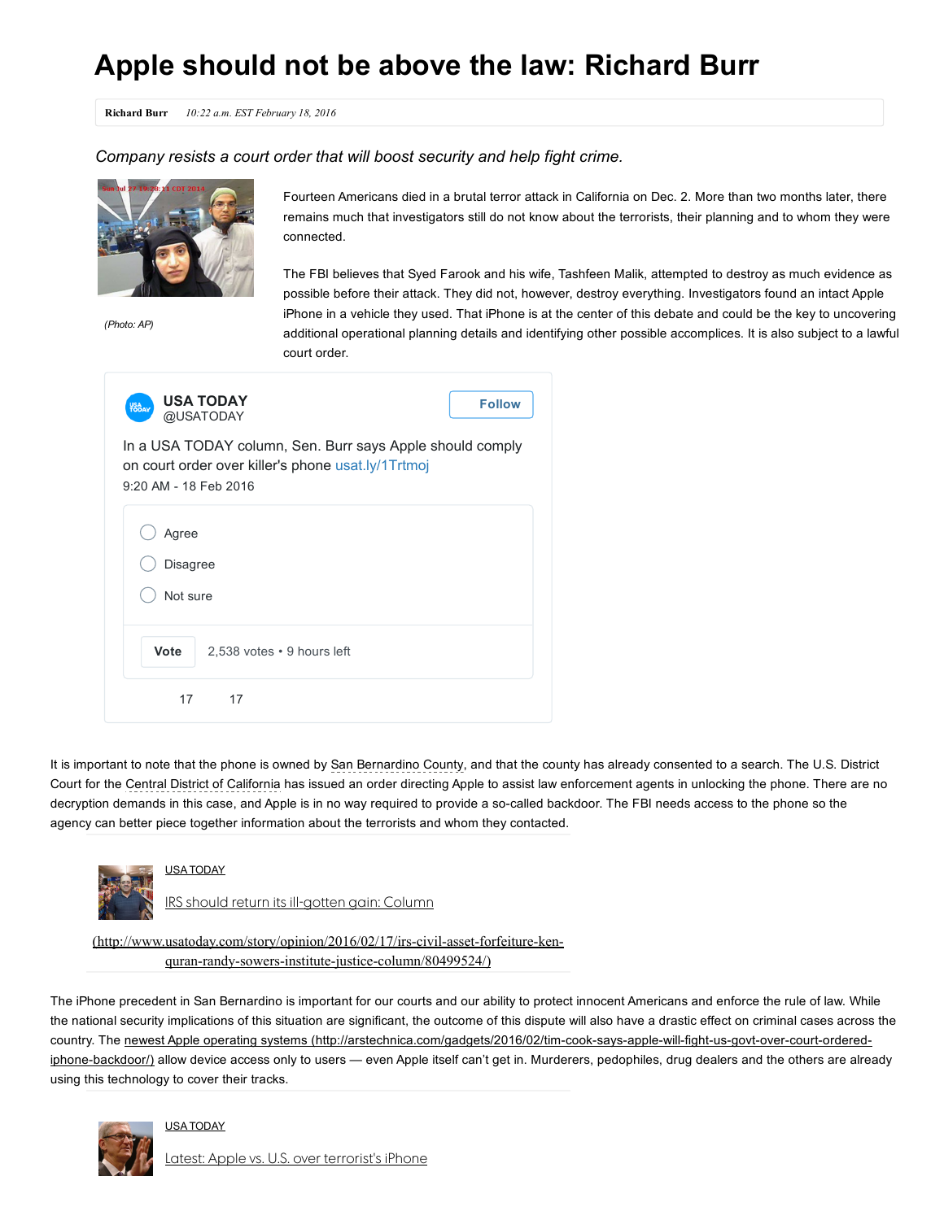# Apple should not be above the law: Richard Burr

**Richard Burr** *10:22 a.m. EST February 18, 2016*

*Company resists a court order that will boost security and help fight crime.*

(Photo: AP)

Fourteen Americans died in a brutal terror attack in California on Dec. 2. More than two months later, there remains much that investigators still do not know about the terrorists, their planning and to whom they were connected.

The FBI believes that Syed Farook and his wife, Tashfeen Malik, attempted to destroy as much evidence as possible before their attack. They did not, however, destroy everything. Investigators found an intact Apple iPhone in a vehicle they used. That iPhone is at the center of this debate and could be the key to uncovering additional operational planning details and identifying other possible accomplices. It is also subject to a lawful court order.

USA TODAY
@USATODAY

Follow

In a USA TODAY column, Sen. Burr says Apple should comply on court order over killer's phone usat.ly/1Trtmoj
9:20 AM - 18 Feb 2016

- Agree
- Disagree
- Not sure

Vote 2,538 votes • 9 hours left

17 17

It is important to note that the phone is owned by San Bernardino County, and that the county has already consented to a search. The U.S. District Court for the Central District of California has issued an order directing Apple to assist law enforcement agents in unlocking the phone. There are no decryption demands in this case, and Apple is in no way required to provide a so-called backdoor. The FBI needs access to the phone so the agency can better piece together information about the terrorists and whom they contacted.

USA TODAY

IRS should return its ill-gotten gain: Column

(http://www.usatoday.com/story/opinion/2016/02/17/irs-civil-asset-forfeiture-ken-quran-randy-sowers-institute-justice-column/80499524/)

The iPhone precedent in San Bernardino is important for our courts and our ability to protect innocent Americans and enforce the rule of law. While the national security implications of this situation are significant, the outcome of this dispute will also have a drastic effect on criminal cases across the country. The newest Apple operating systems (http://arstechnica.com/gadgets/2016/02/tim-cook-says-apple-will-fight-us-govt-over-court-ordered-iphone-backdoor/) allow device access only to users — even Apple itself can't get in. Murderers, pedophiles, drug dealers and the others are already using this technology to cover their tracks.

USA TODAY

Latest: Apple vs. U.S. over terrorist's iPhone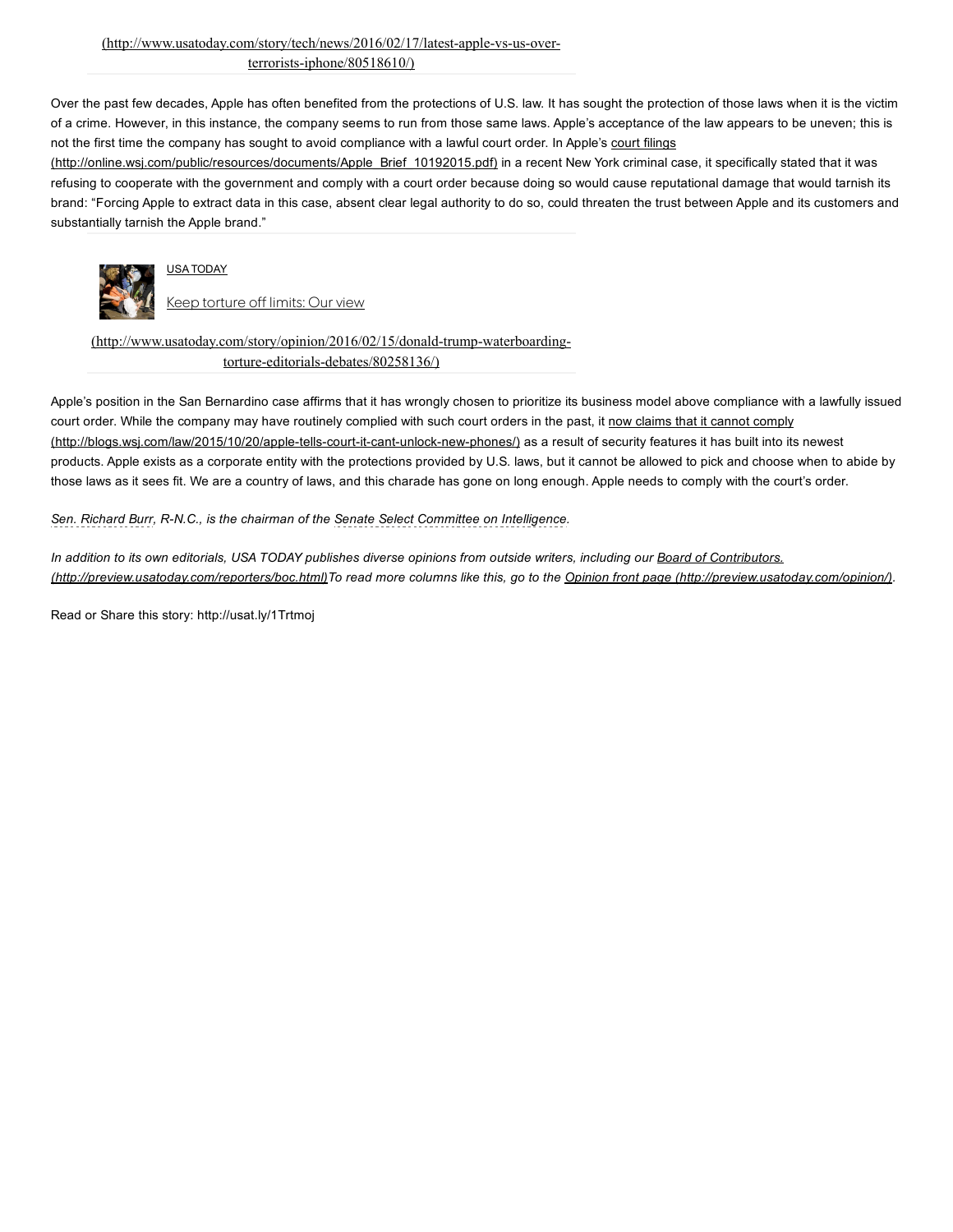(http://www.usatoday.com/story/tech/news/2016/02/17/latest-apple-vs-us-over-terrorists-iphone/80518610/)

Over the past few decades, Apple has often benefited from the protections of U.S. law. It has sought the protection of those laws when it is the victim of a crime. However, in this instance, the company seems to run from those same laws. Apple's acceptance of the law appears to be uneven; this is not the first time the company has sought to avoid compliance with a lawful court order. In Apple's court filings (http://online.wsj.com/public/resources/documents/Apple_Brief_10192015.pdf) in a recent New York criminal case, it specifically stated that it was refusing to cooperate with the government and comply with a court order because doing so would cause reputational damage that would tarnish its brand: "Forcing Apple to extract data in this case, absent clear legal authority to do so, could threaten the trust between Apple and its customers and substantially tarnish the Apple brand."

USA TODAY

Keep torture off limits: Our view

(http://www.usatoday.com/story/opinion/2016/02/15/donald-trump-waterboarding-torture-editorials-debates/80258136/)

Apple's position in the San Bernardino case affirms that it has wrongly chosen to prioritize its business model above compliance with a lawfully issued court order. While the company may have routinely complied with such court orders in the past, it now claims that it cannot comply (http://blogs.wsj.com/law/2015/10/20/apple-tells-court-it-cant-unlock-new-phones/) as a result of security features it has built into its newest products. Apple exists as a corporate entity with the protections provided by U.S. laws, but it cannot be allowed to pick and choose when to abide by those laws as it sees fit. We are a country of laws, and this charade has gone on long enough. Apple needs to comply with the court's order.

*Sen. Richard Burr, R-N.C., is the chairman of the Senate Select Committee on Intelligence.*

*In addition to its own editorials, USA TODAY publishes diverse opinions from outside writers, including our Board of Contributors. (http://preview.usatoday.com/reporters/boc.html)To read more columns like this, go to the Opinion front page (http://preview.usatoday.com/opinion/).*

Read or Share this story: http://usat.ly/1Trtmoj